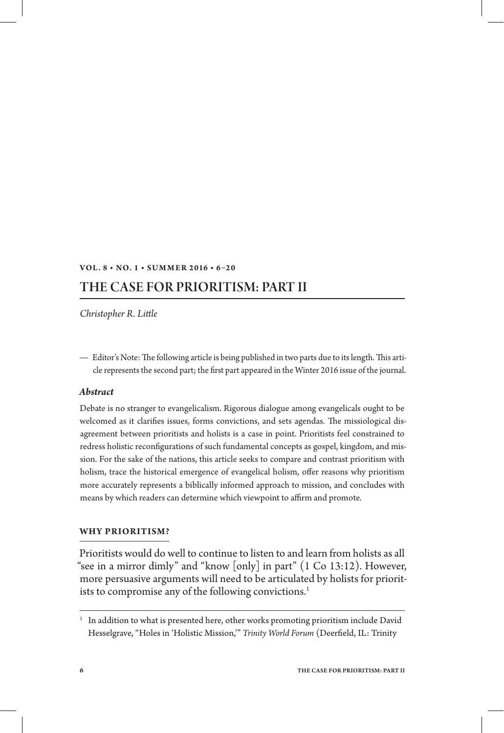# THE CASE FOR PRIORITISM: PART II

*Christopher R. Little*

— Editor's Note: The following article is being published in two parts due to its length. This article represents the second part; the first part appeared in the Winter 2016 issue of the journal.

### *Abstract*

Debate is no stranger to evangelicalism. Rigorous dialogue among evangelicals ought to be welcomed as it clarifies issues, forms convictions, and sets agendas. The missiological disagreement between prioritists and holists is a case in point. Prioritists feel constrained to redress holistic reconfigurations of such fundamental concepts as gospel, kingdom, and mission. For the sake of the nations, this article seeks to compare and contrast prioritism with holism, trace the historical emergence of evangelical holism, offer reasons why prioritism more accurately represents a biblically informed approach to mission, and concludes with means by which readers can determine which viewpoint to affirm and promote.

## WHY PRIORITISM?

Prioritists would do well to continue to listen to and learn from holists as all "see in a mirror dimly" and "know [only] in part" (1 Co 13:12). However, more persuasive arguments will need to be articulated by holists for prioritists to compromise any of the following convictions.[1]

[1] In addition to what is presented here, other works promoting prioritism include David Hesselgrave, "Holes in 'Holistic Mission,'" *Trinity World Forum* (Deerfield, IL: Trinity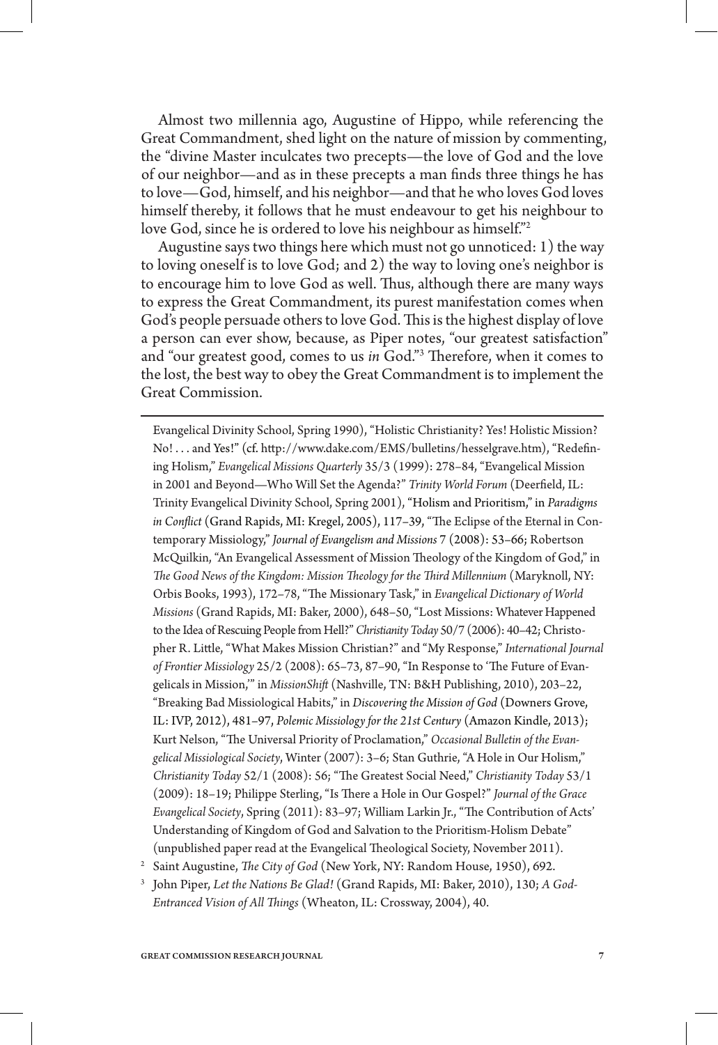Almost two millennia ago, Augustine of Hippo, while referencing the Great Commandment, shed light on the nature of mission by commenting, the "divine Master inculcates two precepts—the love of God and the love of our neighbor—and as in these precepts a man finds three things he has to love—God, himself, and his neighbor—and that he who loves God loves himself thereby, it follows that he must endeavour to get his neighbour to love God, since he is ordered to love his neighbour as himself."[2]

Augustine says two things here which must not go unnoticed: 1) the way to loving oneself is to love God; and 2) the way to loving one's neighbor is to encourage him to love God as well. Thus, although there are many ways to express the Great Commandment, its purest manifestation comes when God's people persuade others to love God. This is the highest display of love a person can ever show, because, as Piper notes, "our greatest satisfaction" and "our greatest good, comes to us *in* God."[3] Therefore, when it comes to the lost, the best way to obey the Great Commandment is to implement the Great Commission.

---

Evangelical Divinity School, Spring 1990), "Holistic Christianity? Yes! Holistic Mission? No! . . . and Yes!" (cf. http://www.dake.com/EMS/bulletins/hesselgrave.htm), "Redefining Holism," *Evangelical Missions Quarterly* 35/3 (1999): 278–84, "Evangelical Mission in 2001 and Beyond—Who Will Set the Agenda?" *Trinity World Forum* (Deerfield, IL: Trinity Evangelical Divinity School, Spring 2001), "Holism and Prioritism," in *Paradigms in Conflict* (Grand Rapids, MI: Kregel, 2005), 117–39, "The Eclipse of the Eternal in Contemporary Missiology," *Journal of Evangelism and Missions* 7 (2008): 53–66; Robertson McQuilkin, "An Evangelical Assessment of Mission Theology of the Kingdom of God," in *The Good News of the Kingdom: Mission Theology for the Third Millennium* (Maryknoll, NY: Orbis Books, 1993), 172–78, "The Missionary Task," in *Evangelical Dictionary of World Missions* (Grand Rapids, MI: Baker, 2000), 648–50, "Lost Missions: Whatever Happened to the Idea of Rescuing People from Hell?" *Christianity Today* 50/7 (2006): 40–42; Christopher R. Little, "What Makes Mission Christian?" and "My Response," *International Journal of Frontier Missiology* 25/2 (2008): 65–73, 87–90, "In Response to 'The Future of Evangelicals in Mission,'" in *MissionShift* (Nashville, TN: B&H Publishing, 2010), 203–22, "Breaking Bad Missiological Habits," in *Discovering the Mission of God* (Downers Grove, IL: IVP, 2012), 481–97, *Polemic Missiology for the 21st Century* (Amazon Kindle, 2013); Kurt Nelson, "The Universal Priority of Proclamation," *Occasional Bulletin of the Evangelical Missiological Society*, Winter (2007): 3–6; Stan Guthrie, "A Hole in Our Holism," *Christianity Today* 52/1 (2008): 56; "The Greatest Social Need," *Christianity Today* 53/1 (2009): 18–19; Philippe Sterling, "Is There a Hole in Our Gospel?" *Journal of the Grace Evangelical Society*, Spring (2011): 83–97; William Larkin Jr., "The Contribution of Acts' Understanding of Kingdom of God and Salvation to the Prioritism-Holism Debate" (unpublished paper read at the Evangelical Theological Society, November 2011).

[2] Saint Augustine, *The City of God* (New York, NY: Random House, 1950), 692.

[3] John Piper, *Let the Nations Be Glad!* (Grand Rapids, MI: Baker, 2010), 130; *A God-Entranced Vision of All Things* (Wheaton, IL: Crossway, 2004), 40.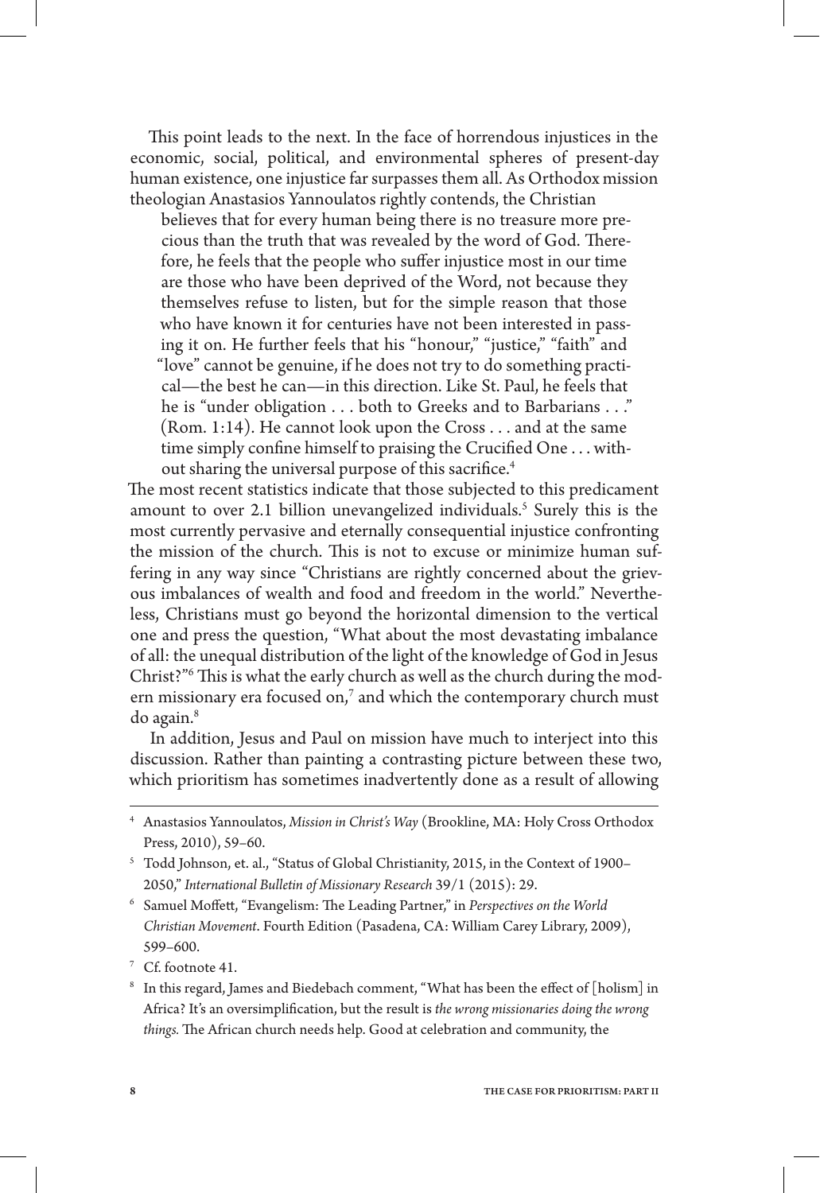This point leads to the next. In the face of horrendous injustices in the economic, social, political, and environmental spheres of present-day human existence, one injustice far surpasses them all. As Orthodox mission theologian Anastasios Yannoulatos rightly contends, the Christian

> believes that for every human being there is no treasure more precious than the truth that was revealed by the word of God. Therefore, he feels that the people who suffer injustice most in our time are those who have been deprived of the Word, not because they themselves refuse to listen, but for the simple reason that those who have known it for centuries have not been interested in passing it on. He further feels that his "honour," "justice," "faith" and "love" cannot be genuine, if he does not try to do something practical—the best he can—in this direction. Like St. Paul, he feels that he is "under obligation . . . both to Greeks and to Barbarians . . ." (Rom. 1:14). He cannot look upon the Cross . . . and at the same time simply confine himself to praising the Crucified One . . . without sharing the universal purpose of this sacrifice.[4]

The most recent statistics indicate that those subjected to this predicament amount to over 2.1 billion unevangelized individuals.[5] Surely this is the most currently pervasive and eternally consequential injustice confronting the mission of the church. This is not to excuse or minimize human suffering in any way since "Christians are rightly concerned about the grievous imbalances of wealth and food and freedom in the world." Nevertheless, Christians must go beyond the horizontal dimension to the vertical one and press the question, "What about the most devastating imbalance of all: the unequal distribution of the light of the knowledge of God in Jesus Christ?"[6] This is what the early church as well as the church during the modern missionary era focused on,[7] and which the contemporary church must do again.[8]

In addition, Jesus and Paul on mission have much to interject into this discussion. Rather than painting a contrasting picture between these two, which prioritism has sometimes inadvertently done as a result of allowing

---

[4] Anastasios Yannoulatos, *Mission in Christ's Way* (Brookline, MA: Holy Cross Orthodox Press, 2010), 59–60.

[5] Todd Johnson, et. al., "Status of Global Christianity, 2015, in the Context of 1900–2050," *International Bulletin of Missionary Research* 39/1 (2015): 29.

[6] Samuel Moffett, "Evangelism: The Leading Partner," in *Perspectives on the World Christian Movement*. Fourth Edition (Pasadena, CA: William Carey Library, 2009), 599–600.

[7] Cf. footnote 41.

[8] In this regard, James and Biedebach comment, "What has been the effect of [holism] in Africa? It's an oversimplification, but the result is *the wrong missionaries doing the wrong things*. The African church needs help. Good at celebration and community, the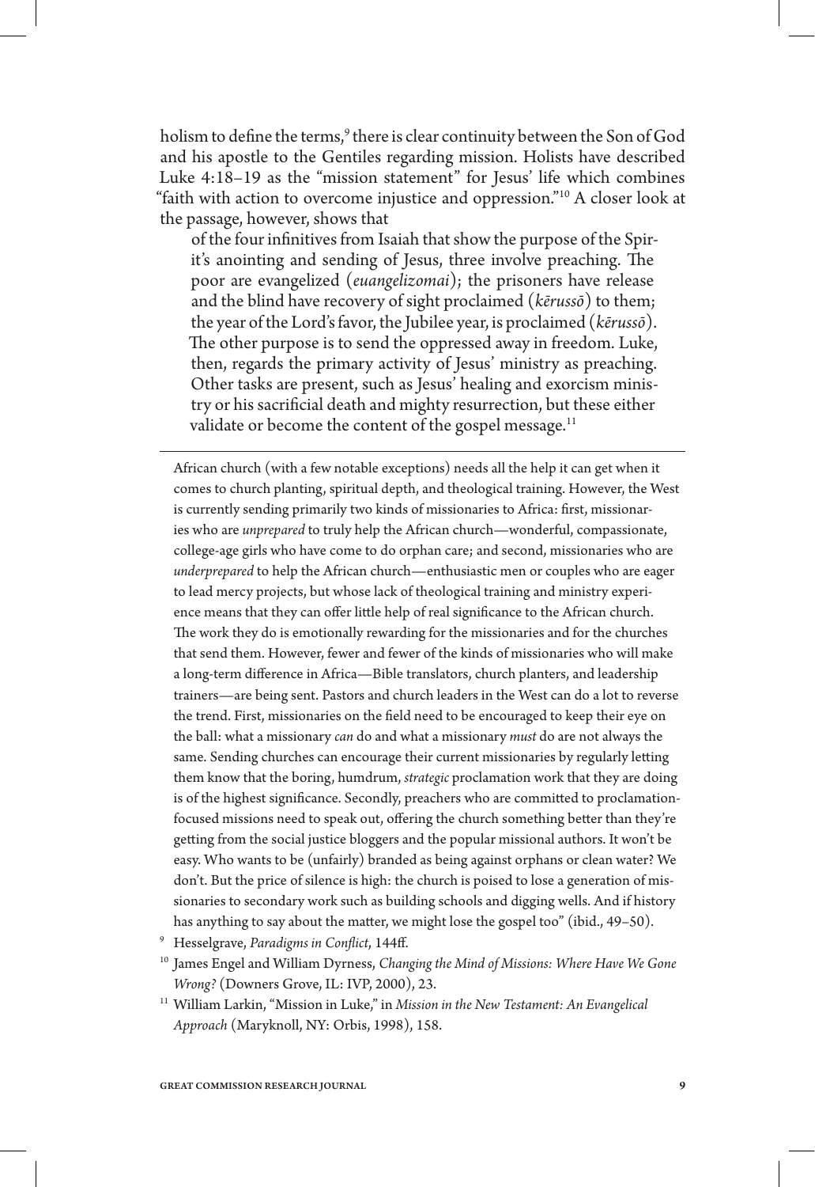holism to define the terms,[9] there is clear continuity between the Son of God and his apostle to the Gentiles regarding mission. Holists have described Luke 4:18–19 as the "mission statement" for Jesus' life which combines "faith with action to overcome injustice and oppression."[10] A closer look at the passage, however, shows that

> of the four infinitives from Isaiah that show the purpose of the Spirit's anointing and sending of Jesus, three involve preaching. The poor are evangelized (*euangelizomai*); the prisoners have release and the blind have recovery of sight proclaimed (*kērussō*) to them; the year of the Lord's favor, the Jubilee year, is proclaimed (*kērussō*). The other purpose is to send the oppressed away in freedom. Luke, then, regards the primary activity of Jesus' ministry as preaching. Other tasks are present, such as Jesus' healing and exorcism ministry or his sacrificial death and mighty resurrection, but these either validate or become the content of the gospel message.[11]

---

African church (with a few notable exceptions) needs all the help it can get when it comes to church planting, spiritual depth, and theological training. However, the West is currently sending primarily two kinds of missionaries to Africa: first, missionaries who are *unprepared* to truly help the African church—wonderful, compassionate, college-age girls who have come to do orphan care; and second, missionaries who are *underprepared* to help the African church—enthusiastic men or couples who are eager to lead mercy projects, but whose lack of theological training and ministry experience means that they can offer little help of real significance to the African church. The work they do is emotionally rewarding for the missionaries and for the churches that send them. However, fewer and fewer of the kinds of missionaries who will make a long-term difference in Africa—Bible translators, church planters, and leadership trainers—are being sent. Pastors and church leaders in the West can do a lot to reverse the trend. First, missionaries on the field need to be encouraged to keep their eye on the ball: what a missionary *can* do and what a missionary *must* do are not always the same. Sending churches can encourage their current missionaries by regularly letting them know that the boring, humdrum, *strategic* proclamation work that they are doing is of the highest significance. Secondly, preachers who are committed to proclamation-focused missions need to speak out, offering the church something better than they're getting from the social justice bloggers and the popular missional authors. It won't be easy. Who wants to be (unfairly) branded as being against orphans or clean water? We don't. But the price of silence is high: the church is poised to lose a generation of missionaries to secondary work such as building schools and digging wells. And if history has anything to say about the matter, we might lose the gospel too" (ibid., 49–50).

[9] Hesselgrave, *Paradigms in Conflict*, 144ff.

[10] James Engel and William Dyrness, *Changing the Mind of Missions: Where Have We Gone Wrong?* (Downers Grove, IL: IVP, 2000), 23.

[11] William Larkin, "Mission in Luke," in *Mission in the New Testament: An Evangelical Approach* (Maryknoll, NY: Orbis, 1998), 158.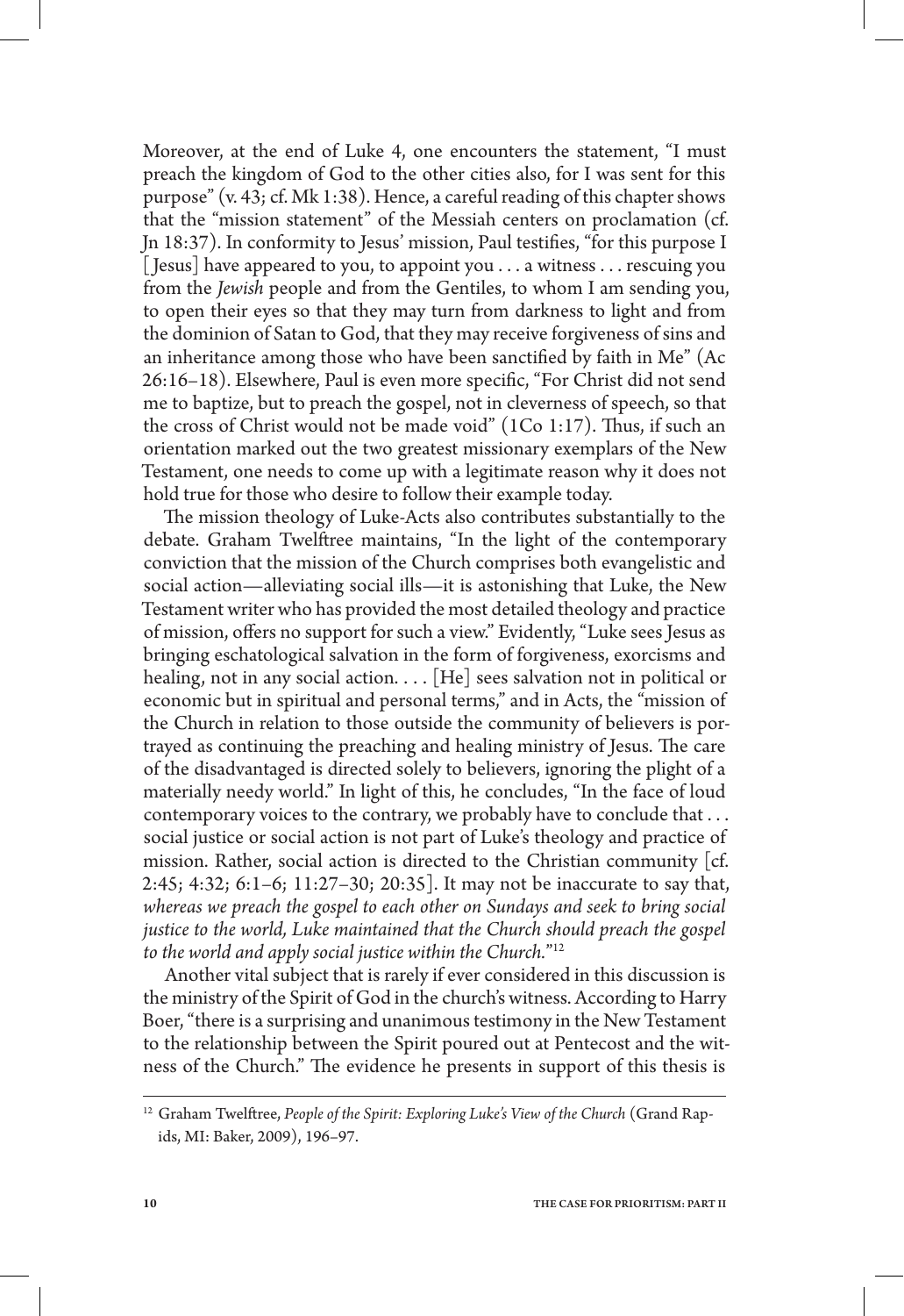Moreover, at the end of Luke 4, one encounters the statement, "I must preach the kingdom of God to the other cities also, for I was sent for this purpose" (v. 43; cf. Mk 1:38). Hence, a careful reading of this chapter shows that the "mission statement" of the Messiah centers on proclamation (cf. Jn 18:37). In conformity to Jesus' mission, Paul testifies, "for this purpose I [Jesus] have appeared to you, to appoint you . . . a witness . . . rescuing you from the *Jewish* people and from the Gentiles, to whom I am sending you, to open their eyes so that they may turn from darkness to light and from the dominion of Satan to God, that they may receive forgiveness of sins and an inheritance among those who have been sanctified by faith in Me" (Ac 26:16–18). Elsewhere, Paul is even more specific, "For Christ did not send me to baptize, but to preach the gospel, not in cleverness of speech, so that the cross of Christ would not be made void" (1Co 1:17). Thus, if such an orientation marked out the two greatest missionary exemplars of the New Testament, one needs to come up with a legitimate reason why it does not hold true for those who desire to follow their example today.

The mission theology of Luke-Acts also contributes substantially to the debate. Graham Twelftree maintains, "In the light of the contemporary conviction that the mission of the Church comprises both evangelistic and social action—alleviating social ills—it is astonishing that Luke, the New Testament writer who has provided the most detailed theology and practice of mission, offers no support for such a view." Evidently, "Luke sees Jesus as bringing eschatological salvation in the form of forgiveness, exorcisms and healing, not in any social action. . . . [He] sees salvation not in political or economic but in spiritual and personal terms," and in Acts, the "mission of the Church in relation to those outside the community of believers is portrayed as continuing the preaching and healing ministry of Jesus. The care of the disadvantaged is directed solely to believers, ignoring the plight of a materially needy world." In light of this, he concludes, "In the face of loud contemporary voices to the contrary, we probably have to conclude that . . . social justice or social action is not part of Luke's theology and practice of mission. Rather, social action is directed to the Christian community [cf. 2:45; 4:32; 6:1–6; 11:27–30; 20:35]. It may not be inaccurate to say that, *whereas we preach the gospel to each other on Sundays and seek to bring social justice to the world, Luke maintained that the Church should preach the gospel to the world and apply social justice within the Church.*"[12]

Another vital subject that is rarely if ever considered in this discussion is the ministry of the Spirit of God in the church's witness. According to Harry Boer, "there is a surprising and unanimous testimony in the New Testament to the relationship between the Spirit poured out at Pentecost and the witness of the Church." The evidence he presents in support of this thesis is

---

[12] Graham Twelftree, *People of the Spirit: Exploring Luke's View of the Church* (Grand Rapids, MI: Baker, 2009), 196–97.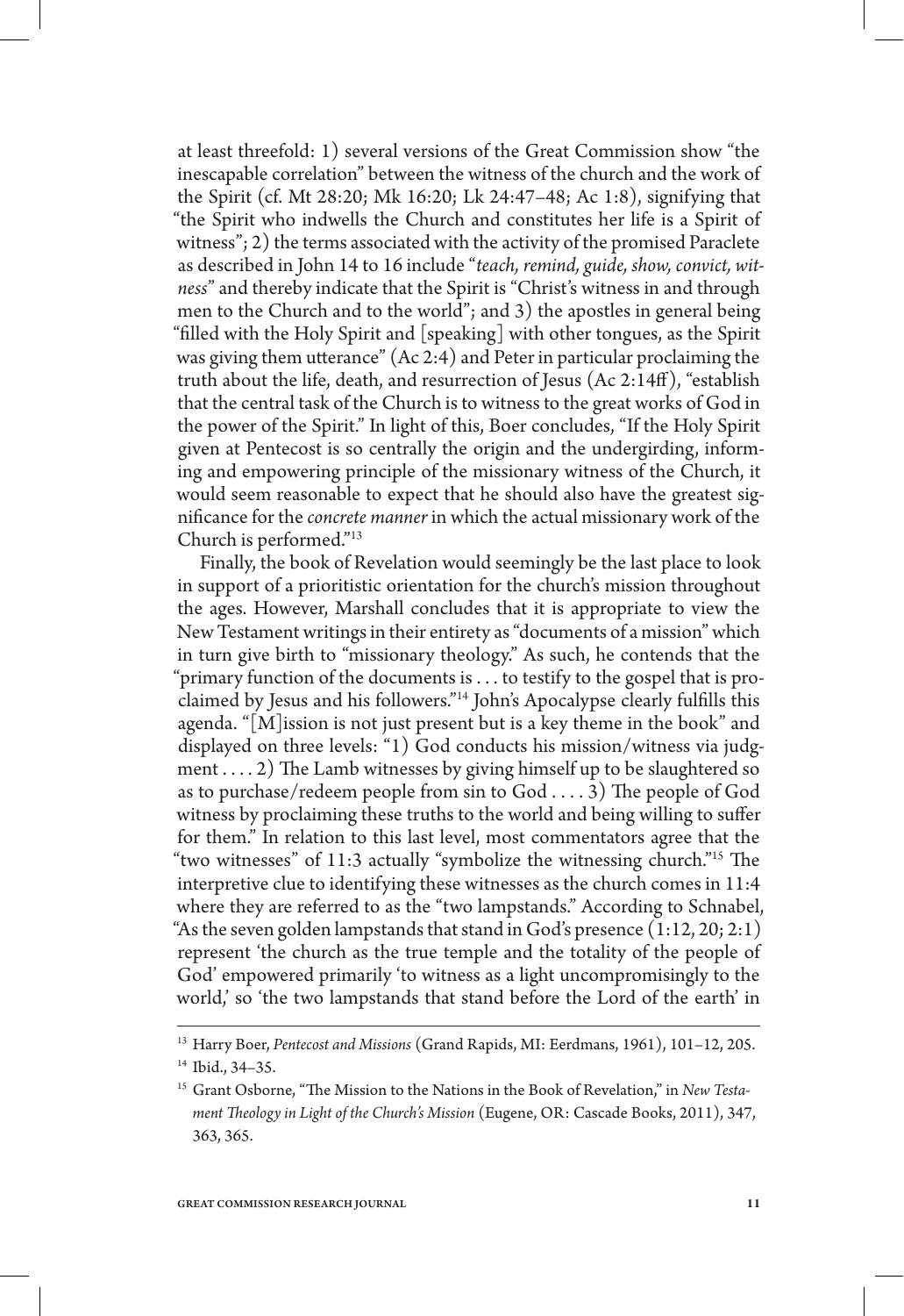at least threefold: 1) several versions of the Great Commission show "the inescapable correlation" between the witness of the church and the work of the Spirit (cf. Mt 28:20; Mk 16:20; Lk 24:47–48; Ac 1:8), signifying that "the Spirit who indwells the Church and constitutes her life is a Spirit of witness"; 2) the terms associated with the activity of the promised Paraclete as described in John 14 to 16 include "*teach, remind, guide, show, convict, witness*" and thereby indicate that the Spirit is "Christ's witness in and through men to the Church and to the world"; and 3) the apostles in general being "filled with the Holy Spirit and [speaking] with other tongues, as the Spirit was giving them utterance" (Ac 2:4) and Peter in particular proclaiming the truth about the life, death, and resurrection of Jesus (Ac 2:14ff), "establish that the central task of the Church is to witness to the great works of God in the power of the Spirit." In light of this, Boer concludes, "If the Holy Spirit given at Pentecost is so centrally the origin and the undergirding, informing and empowering principle of the missionary witness of the Church, it would seem reasonable to expect that he should also have the greatest significance for the *concrete manner* in which the actual missionary work of the Church is performed."[13]

Finally, the book of Revelation would seemingly be the last place to look in support of a prioritistic orientation for the church's mission throughout the ages. However, Marshall concludes that it is appropriate to view the New Testament writings in their entirety as "documents of a mission" which in turn give birth to "missionary theology." As such, he contends that the "primary function of the documents is . . . to testify to the gospel that is proclaimed by Jesus and his followers."[14] John's Apocalypse clearly fulfills this agenda. "[M]ission is not just present but is a key theme in the book" and displayed on three levels: "1) God conducts his mission/witness via judgment . . . . 2) The Lamb witnesses by giving himself up to be slaughtered so as to purchase/redeem people from sin to God . . . . 3) The people of God witness by proclaiming these truths to the world and being willing to suffer for them." In relation to this last level, most commentators agree that the "two witnesses" of 11:3 actually "symbolize the witnessing church."[15] The interpretive clue to identifying these witnesses as the church comes in 11:4 where they are referred to as the "two lampstands." According to Schnabel, "As the seven golden lampstands that stand in God's presence (1:12, 20; 2:1) represent 'the church as the true temple and the totality of the people of God' empowered primarily 'to witness as a light uncompromisingly to the world,' so 'the two lampstands that stand before the Lord of the earth' in

---

[13] Harry Boer, *Pentecost and Missions* (Grand Rapids, MI: Eerdmans, 1961), 101–112, 205.

[14] Ibid., 34–35.

[15] Grant Osborne, "The Mission to the Nations in the Book of Revelation," in *New Testament Theology in Light of the Church's Mission* (Eugene, OR: Cascade Books, 2011), 347, 363, 365.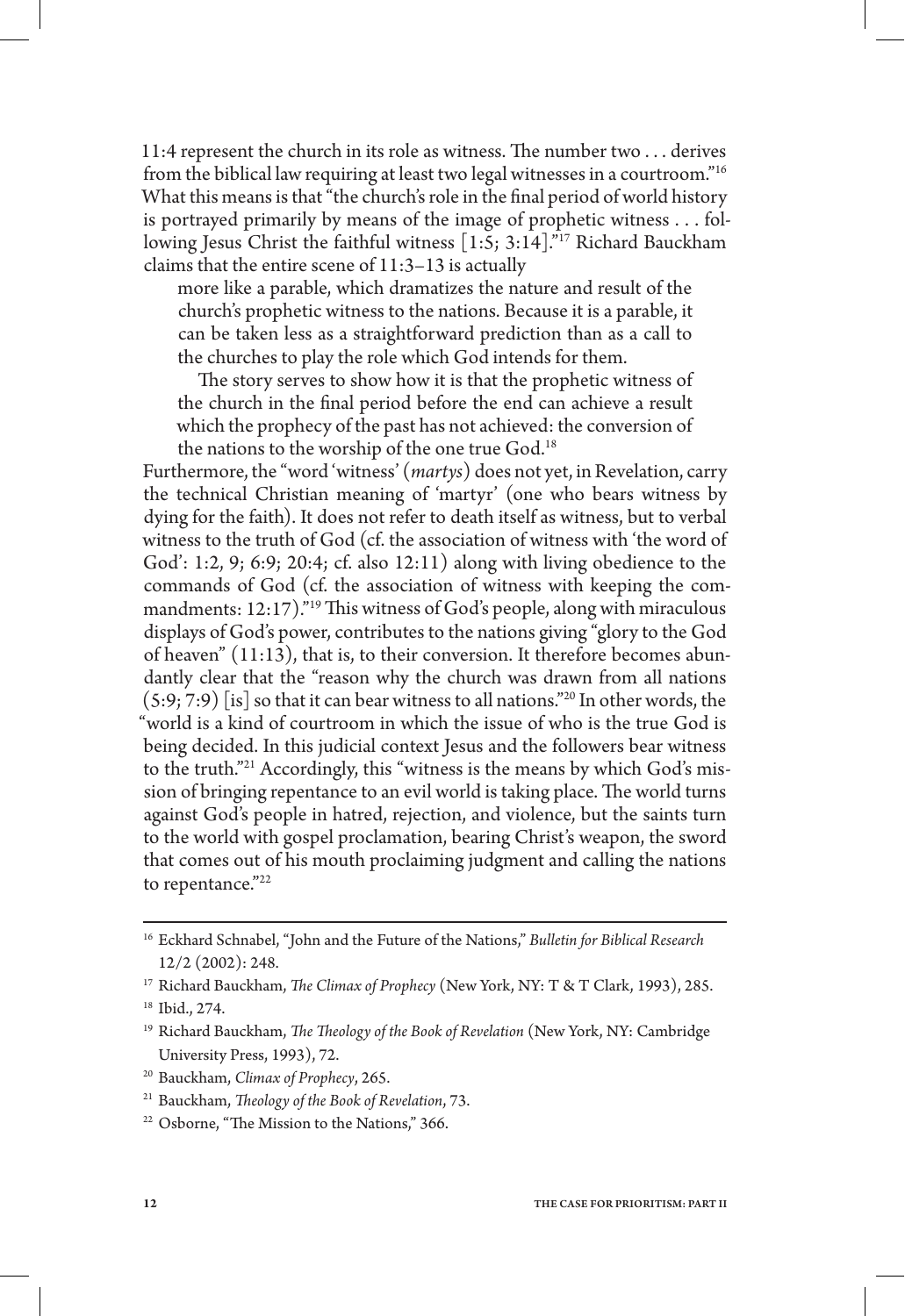11:4 represent the church in its role as witness. The number two . . . derives from the biblical law requiring at least two legal witnesses in a courtroom."[16] What this means is that "the church's role in the final period of world history is portrayed primarily by means of the image of prophetic witness . . . following Jesus Christ the faithful witness [1:5; 3:14]."[17] Richard Bauckham claims that the entire scene of 11:3–13 is actually

> more like a parable, which dramatizes the nature and result of the church's prophetic witness to the nations. Because it is a parable, it can be taken less as a straightforward prediction than as a call to the churches to play the role which God intends for them.
>
> The story serves to show how it is that the prophetic witness of the church in the final period before the end can achieve a result which the prophecy of the past has not achieved: the conversion of the nations to the worship of the one true God.[18]

Furthermore, the "word 'witness' (*martys*) does not yet, in Revelation, carry the technical Christian meaning of 'martyr' (one who bears witness by dying for the faith). It does not refer to death itself as witness, but to verbal witness to the truth of God (cf. the association of witness with 'the word of God': 1:2, 9; 6:9; 20:4; cf. also 12:11) along with living obedience to the commands of God (cf. the association of witness with keeping the commandments: 12:17)."[19] This witness of God's people, along with miraculous displays of God's power, contributes to the nations giving "glory to the God of heaven" (11:13), that is, to their conversion. It therefore becomes abundantly clear that the "reason why the church was drawn from all nations (5:9; 7:9) [is] so that it can bear witness to all nations."[20] In other words, the "world is a kind of courtroom in which the issue of who is the true God is being decided. In this judicial context Jesus and the followers bear witness to the truth."[21] Accordingly, this "witness is the means by which God's mission of bringing repentance to an evil world is taking place. The world turns against God's people in hatred, rejection, and violence, but the saints turn to the world with gospel proclamation, bearing Christ's weapon, the sword that comes out of his mouth proclaiming judgment and calling the nations to repentance."[22]

---

[16] Eckhard Schnabel, "John and the Future of the Nations," *Bulletin for Biblical Research* 12/2 (2002): 248.

[17] Richard Bauckham, *The Climax of Prophecy* (New York, NY: T & T Clark, 1993), 285.

[18] Ibid., 274.

[19] Richard Bauckham, *The Theology of the Book of Revelation* (New York, NY: Cambridge University Press, 1993), 72.

[20] Bauckham, *Climax of Prophecy*, 265.

[21] Bauckham, *Theology of the Book of Revelation*, 73.

[22] Osborne, "The Mission to the Nations," 366.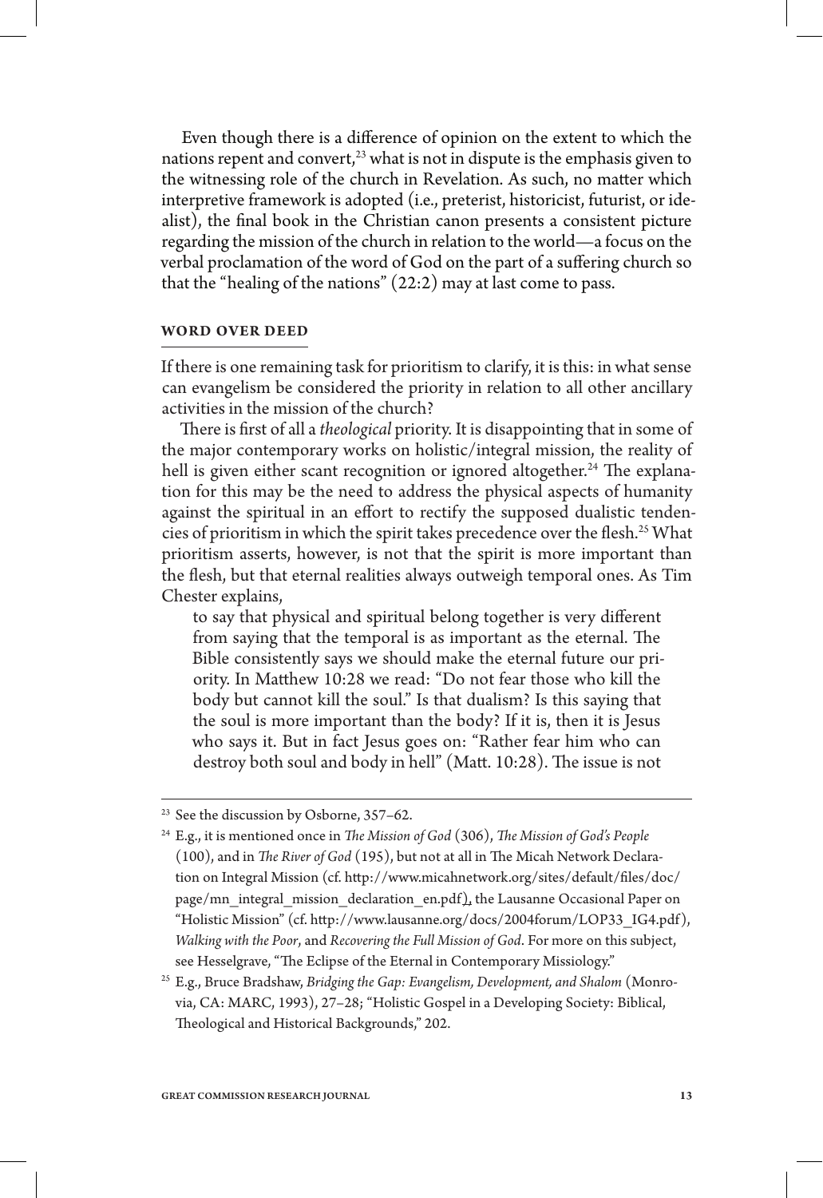Even though there is a difference of opinion on the extent to which the nations repent and convert,[23] what is not in dispute is the emphasis given to the witnessing role of the church in Revelation. As such, no matter which interpretive framework is adopted (i.e., preterist, historicist, futurist, or idealist), the final book in the Christian canon presents a consistent picture regarding the mission of the church in relation to the world—a focus on the verbal proclamation of the word of God on the part of a suffering church so that the "healing of the nations" (22:2) may at last come to pass.

## WORD OVER DEED

If there is one remaining task for prioritism to clarify, it is this: in what sense can evangelism be considered the priority in relation to all other ancillary activities in the mission of the church?

There is first of all a *theological* priority. It is disappointing that in some of the major contemporary works on holistic/integral mission, the reality of hell is given either scant recognition or ignored altogether.[24] The explanation for this may be the need to address the physical aspects of humanity against the spiritual in an effort to rectify the supposed dualistic tendencies of prioritism in which the spirit takes precedence over the flesh.[25] What prioritism asserts, however, is not that the spirit is more important than the flesh, but that eternal realities always outweigh temporal ones. As Tim Chester explains,

> to say that physical and spiritual belong together is very different from saying that the temporal is as important as the eternal. The Bible consistently says we should make the eternal future our priority. In Matthew 10:28 we read: "Do not fear those who kill the body but cannot kill the soul." Is that dualism? Is this saying that the soul is more important than the body? If it is, then it is Jesus who says it. But in fact Jesus goes on: "Rather fear him who can destroy both soul and body in hell" (Matt. 10:28). The issue is not

---

[23] See the discussion by Osborne, 357–62.

[24] E.g., it is mentioned once in *The Mission of God* (306), *The Mission of God's People* (100), and in *The River of God* (195), but not at all in The Micah Network Declaration on Integral Mission (cf. http://www.micahnetwork.org/sites/default/files/doc/page/mn_integral_mission_declaration_en.pdf), the Lausanne Occasional Paper on "Holistic Mission" (cf. http://www.lausanne.org/docs/2004forum/LOP33_IG4.pdf), *Walking with the Poor*, and *Recovering the Full Mission of God*. For more on this subject, see Hesselgrave, "The Eclipse of the Eternal in Contemporary Missiology."

[25] E.g., Bruce Bradshaw, *Bridging the Gap: Evangelism, Development, and Shalom* (Monrovia, CA: MARC, 1993), 27–28; "Holistic Gospel in a Developing Society: Biblical, Theological and Historical Backgrounds," 202.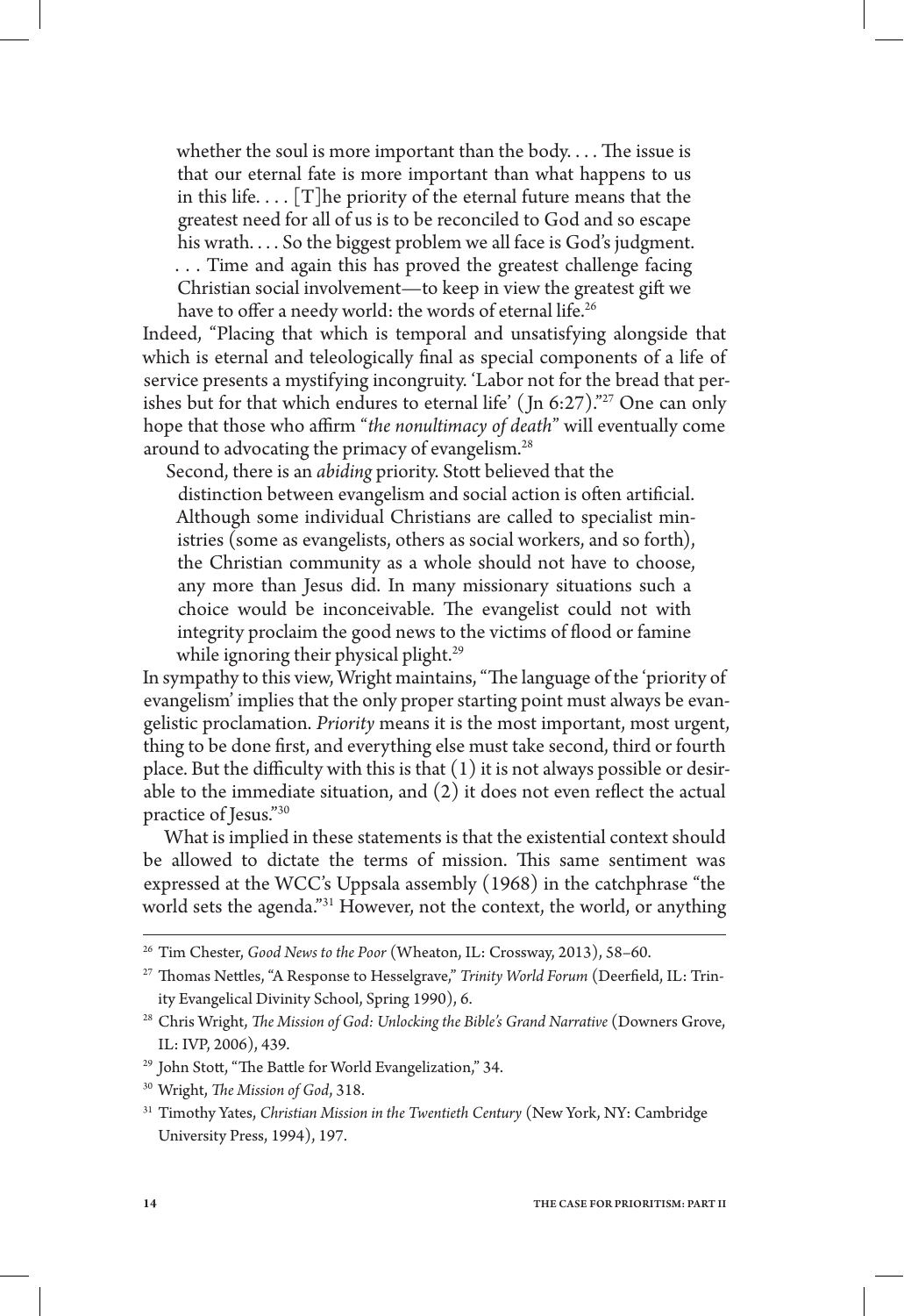> whether the soul is more important than the body. . . . The issue is that our eternal fate is more important than what happens to us in this life. . . . [T]he priority of the eternal future means that the greatest need for all of us is to be reconciled to God and so escape his wrath. . . . So the biggest problem we all face is God's judgment. . . . Time and again this has proved the greatest challenge facing Christian social involvement—to keep in view the greatest gift we have to offer a needy world: the words of eternal life.[26]

Indeed, "Placing that which is temporal and unsatisfying alongside that which is eternal and teleologically final as special components of a life of service presents a mystifying incongruity. 'Labor not for the bread that perishes but for that which endures to eternal life' (Jn 6:27)."[27] One can only hope that those who affirm "*the nonultimacy of death*" will eventually come around to advocating the primacy of evangelism.[28]

Second, there is an *abiding* priority. Stott believed that the

> distinction between evangelism and social action is often artificial. Although some individual Christians are called to specialist ministries (some as evangelists, others as social workers, and so forth), the Christian community as a whole should not have to choose, any more than Jesus did. In many missionary situations such a choice would be inconceivable. The evangelist could not with integrity proclaim the good news to the victims of flood or famine while ignoring their physical plight.[29]

In sympathy to this view, Wright maintains, "The language of the 'priority of evangelism' implies that the only proper starting point must always be evangelistic proclamation. *Priority* means it is the most important, most urgent, thing to be done first, and everything else must take second, third or fourth place. But the difficulty with this is that (1) it is not always possible or desirable to the immediate situation, and (2) it does not even reflect the actual practice of Jesus."[30]

What is implied in these statements is that the existential context should be allowed to dictate the terms of mission. This same sentiment was expressed at the WCC's Uppsala assembly (1968) in the catchphrase "the world sets the agenda."[31] However, not the context, the world, or anything

---

[26] Tim Chester, *Good News to the Poor* (Wheaton, IL: Crossway, 2013), 58–60.

[27] Thomas Nettles, "A Response to Hesselgrave," *Trinity World Forum* (Deerfield, IL: Trinity Evangelical Divinity School, Spring 1990), 6.

[28] Chris Wright, *The Mission of God: Unlocking the Bible's Grand Narrative* (Downers Grove, IL: IVP, 2006), 439.

[29] John Stott, "The Battle for World Evangelization," 34.

[30] Wright, *The Mission of God*, 318.

[31] Timothy Yates, *Christian Mission in the Twentieth Century* (New York, NY: Cambridge University Press, 1994), 197.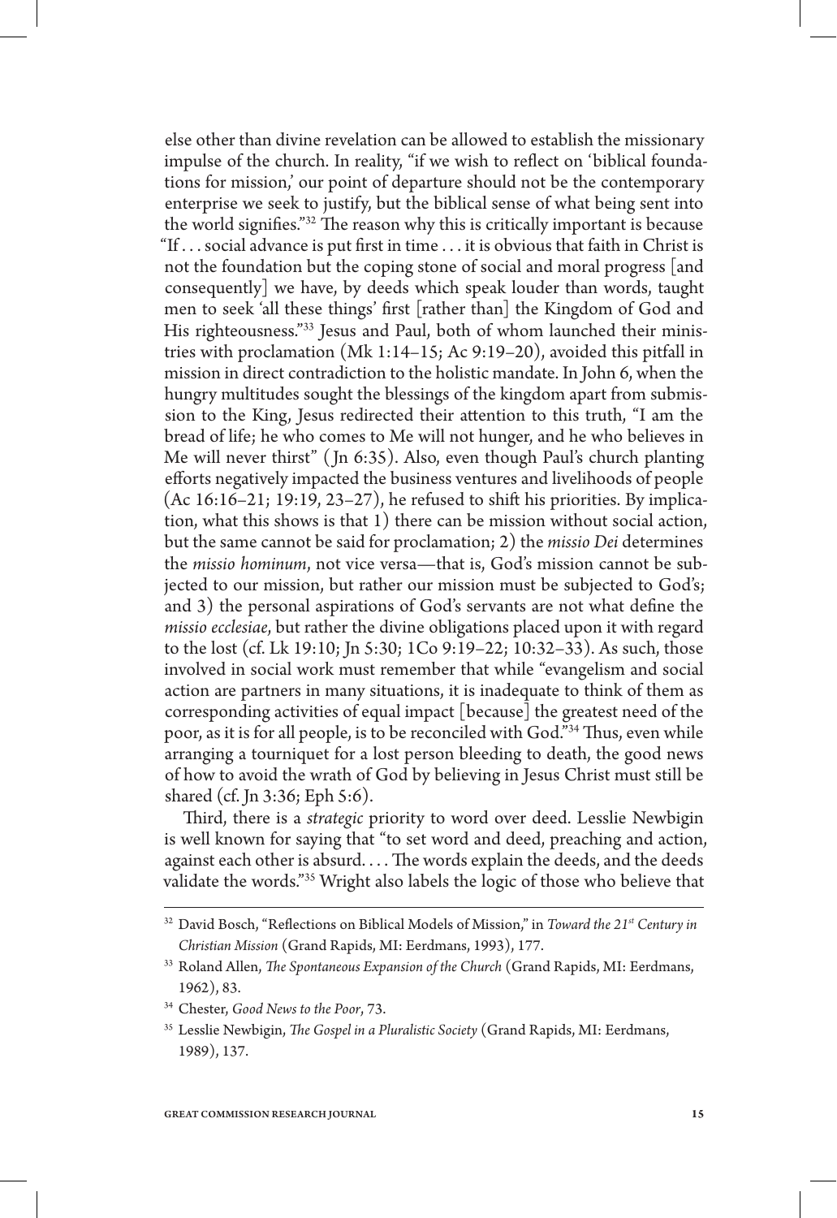else other than divine revelation can be allowed to establish the missionary impulse of the church. In reality, "if we wish to reflect on 'biblical foundations for mission,' our point of departure should not be the contemporary enterprise we seek to justify, but the biblical sense of what being sent into the world signifies."[32] The reason why this is critically important is because "If . . . social advance is put first in time . . . it is obvious that faith in Christ is not the foundation but the coping stone of social and moral progress [and consequently] we have, by deeds which speak louder than words, taught men to seek 'all these things' first [rather than] the Kingdom of God and His righteousness."[33] Jesus and Paul, both of whom launched their ministries with proclamation (Mk 1:14–15; Ac 9:19–20), avoided this pitfall in mission in direct contradiction to the holistic mandate. In John 6, when the hungry multitudes sought the blessings of the kingdom apart from submission to the King, Jesus redirected their attention to this truth, "I am the bread of life; he who comes to Me will not hunger, and he who believes in Me will never thirst" (Jn 6:35). Also, even though Paul's church planting efforts negatively impacted the business ventures and livelihoods of people (Ac 16:16–21; 19:19, 23–27), he refused to shift his priorities. By implication, what this shows is that 1) there can be mission without social action, but the same cannot be said for proclamation; 2) the *missio Dei* determines the *missio hominum*, not vice versa—that is, God's mission cannot be subjected to our mission, but rather our mission must be subjected to God's; and 3) the personal aspirations of God's servants are not what define the *missio ecclesiae*, but rather the divine obligations placed upon it with regard to the lost (cf. Lk 19:10; Jn 5:30; 1Co 9:19–22; 10:32–33). As such, those involved in social work must remember that while "evangelism and social action are partners in many situations, it is inadequate to think of them as corresponding activities of equal impact [because] the greatest need of the poor, as it is for all people, is to be reconciled with God."[34] Thus, even while arranging a tourniquet for a lost person bleeding to death, the good news of how to avoid the wrath of God by believing in Jesus Christ must still be shared (cf. Jn 3:36; Eph 5:6).

Third, there is a *strategic* priority to word over deed. Lesslie Newbigin is well known for saying that "to set word and deed, preaching and action, against each other is absurd. . . . The words explain the deeds, and the deeds validate the words."[35] Wright also labels the logic of those who believe that

---

[32] David Bosch, "Reflections on Biblical Models of Mission," in *Toward the 21st Century in Christian Mission* (Grand Rapids, MI: Eerdmans, 1993), 177.

[33] Roland Allen, *The Spontaneous Expansion of the Church* (Grand Rapids, MI: Eerdmans, 1962), 83.

[34] Chester, *Good News to the Poor*, 73.

[35] Lesslie Newbigin, *The Gospel in a Pluralistic Society* (Grand Rapids, MI: Eerdmans, 1989), 137.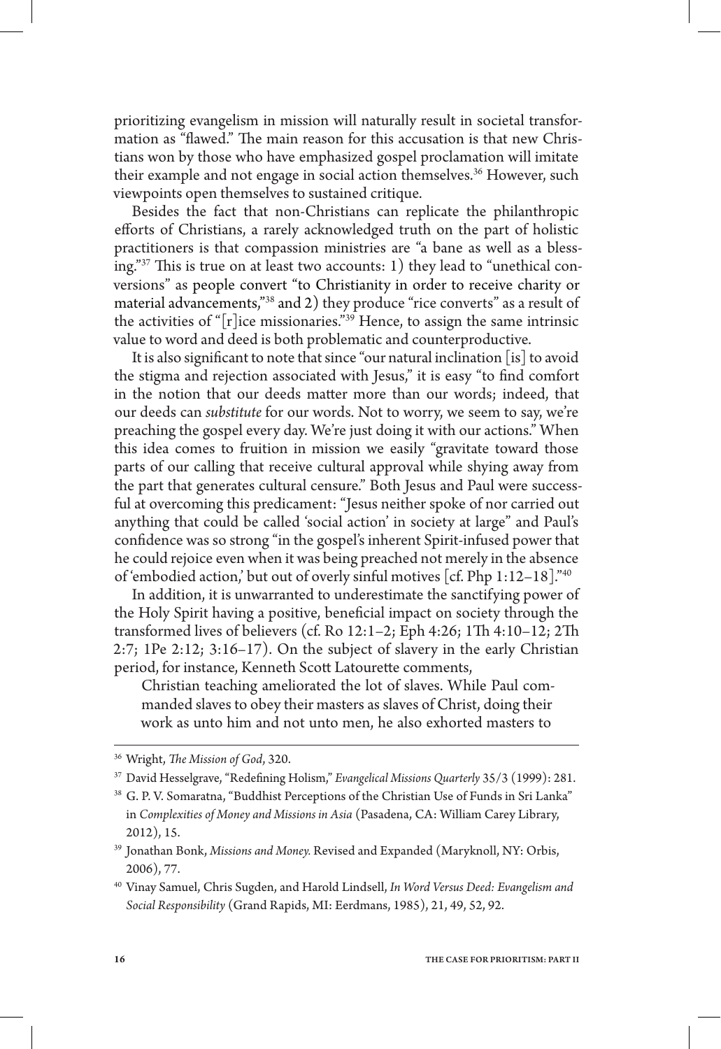prioritizing evangelism in mission will naturally result in societal transformation as "flawed." The main reason for this accusation is that new Christians won by those who have emphasized gospel proclamation will imitate their example and not engage in social action themselves.[36] However, such viewpoints open themselves to sustained critique.

Besides the fact that non-Christians can replicate the philanthropic efforts of Christians, a rarely acknowledged truth on the part of holistic practitioners is that compassion ministries are "a bane as well as a blessing."[37] This is true on at least two accounts: 1) they lead to "unethical conversions" as people convert "to Christianity in order to receive charity or material advancements,"[38] and 2) they produce "rice converts" as a result of the activities of "[r]ice missionaries."[39] Hence, to assign the same intrinsic value to word and deed is both problematic and counterproductive.

It is also significant to note that since "our natural inclination [is] to avoid the stigma and rejection associated with Jesus," it is easy "to find comfort in the notion that our deeds matter more than our words; indeed, that our deeds can *substitute* for our words. Not to worry, we seem to say, we're preaching the gospel every day. We're just doing it with our actions." When this idea comes to fruition in mission we easily "gravitate toward those parts of our calling that receive cultural approval while shying away from the part that generates cultural censure." Both Jesus and Paul were successful at overcoming this predicament: "Jesus neither spoke of nor carried out anything that could be called 'social action' in society at large" and Paul's confidence was so strong "in the gospel's inherent Spirit-infused power that he could rejoice even when it was being preached not merely in the absence of 'embodied action,' but out of overly sinful motives [cf. Php 1:12–18]."[40]

In addition, it is unwarranted to underestimate the sanctifying power of the Holy Spirit having a positive, beneficial impact on society through the transformed lives of believers (cf. Ro 12:1–2; Eph 4:26; 1Th 4:10–12; 2Th 2:7; 1Pe 2:12; 3:16–17). On the subject of slavery in the early Christian period, for instance, Kenneth Scott Latourette comments,

> Christian teaching ameliorated the lot of slaves. While Paul commanded slaves to obey their masters as slaves of Christ, doing their work as unto him and not unto men, he also exhorted masters to

---

[36] Wright, *The Mission of God*, 320.

[37] David Hesselgrave, "Redefining Holism," *Evangelical Missions Quarterly* 35/3 (1999): 281.

[38] G. P. V. Somaratna, "Buddhist Perceptions of the Christian Use of Funds in Sri Lanka" in *Complexities of Money and Missions in Asia* (Pasadena, CA: William Carey Library, 2012), 15.

[39] Jonathan Bonk, *Missions and Money.* Revised and Expanded (Maryknoll, NY: Orbis, 2006), 77.

[40] Vinay Samuel, Chris Sugden, and Harold Lindsell, *In Word Versus Deed: Evangelism and Social Responsibility* (Grand Rapids, MI: Eerdmans, 1985), 21, 49, 52, 92.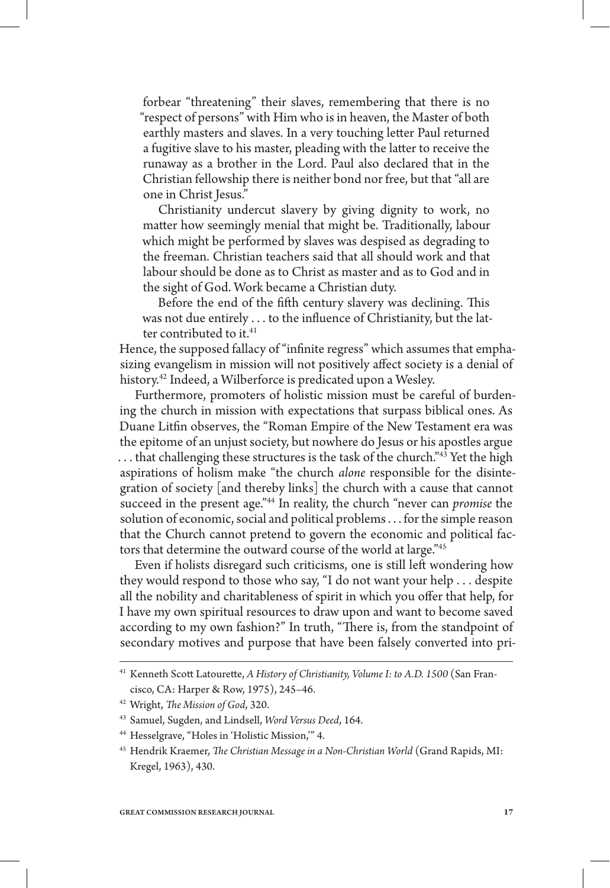> forbear "threatening" their slaves, remembering that there is no "respect of persons" with Him who is in heaven, the Master of both earthly masters and slaves. In a very touching letter Paul returned a fugitive slave to his master, pleading with the latter to receive the runaway as a brother in the Lord. Paul also declared that in the Christian fellowship there is neither bond nor free, but that "all are one in Christ Jesus."
>
> Christianity undercut slavery by giving dignity to work, no matter how seemingly menial that might be. Traditionally, labour which might be performed by slaves was despised as degrading to the freeman. Christian teachers said that all should work and that labour should be done as to Christ as master and as to God and in the sight of God. Work became a Christian duty.
>
> Before the end of the fifth century slavery was declining. This was not due entirely . . . to the influence of Christianity, but the latter contributed to it.[41]

Hence, the supposed fallacy of "infinite regress" which assumes that emphasizing evangelism in mission will not positively affect society is a denial of history.[42] Indeed, a Wilberforce is predicated upon a Wesley.

Furthermore, promoters of holistic mission must be careful of burdening the church in mission with expectations that surpass biblical ones. As Duane Litfin observes, the "Roman Empire of the New Testament era was the epitome of an unjust society, but nowhere do Jesus or his apostles argue . . . that challenging these structures is the task of the church."[43] Yet the high aspirations of holism make "the church *alone* responsible for the disintegration of society [and thereby links] the church with a cause that cannot succeed in the present age."[44] In reality, the church "never can *promise* the solution of economic, social and political problems . . . for the simple reason that the Church cannot pretend to govern the economic and political factors that determine the outward course of the world at large."[45]

Even if holists disregard such criticisms, one is still left wondering how they would respond to those who say, "I do not want your help . . . despite all the nobility and charitableness of spirit in which you offer that help, for I have my own spiritual resources to draw upon and want to become saved according to my own fashion?" In truth, "There is, from the standpoint of secondary motives and purpose that have been falsely converted into pri-

---

[41] Kenneth Scott Latourette, *A History of Christianity, Volume I: to A.D. 1500* (San Francisco, CA: Harper & Row, 1975), 245–46.

[42] Wright, *The Mission of God*, 320.

[43] Samuel, Sugden, and Lindsell, *Word Versus Deed*, 164.

[44] Hesselgrave, "Holes in 'Holistic Mission,'" 4.

[45] Hendrik Kraemer, *The Christian Message in a Non-Christian World* (Grand Rapids, MI: Kregel, 1963), 430.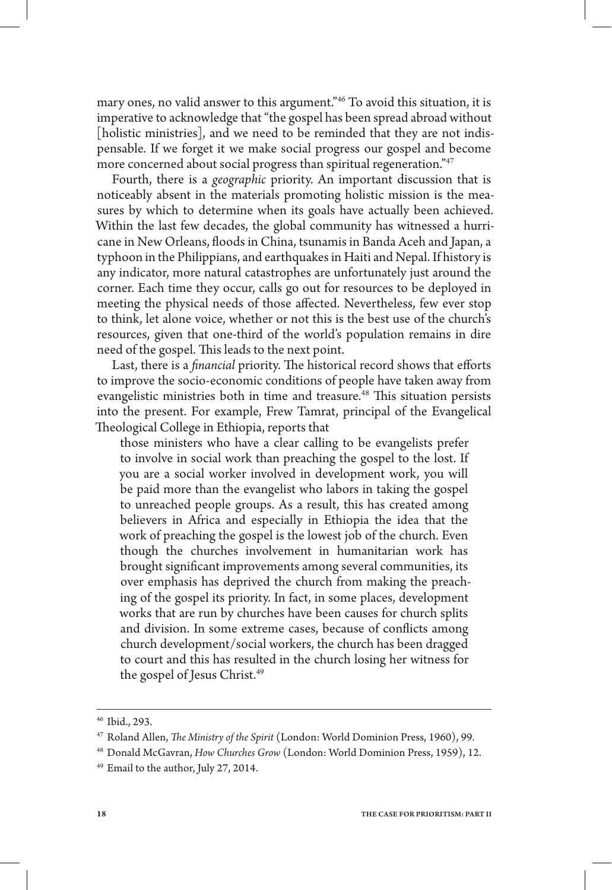mary ones, no valid answer to this argument."[46] To avoid this situation, it is imperative to acknowledge that "the gospel has been spread abroad without [holistic ministries], and we need to be reminded that they are not indispensable. If we forget it we make social progress our gospel and become more concerned about social progress than spiritual regeneration."[47]

Fourth, there is a *geographic* priority. An important discussion that is noticeably absent in the materials promoting holistic mission is the measures by which to determine when its goals have actually been achieved. Within the last few decades, the global community has witnessed a hurricane in New Orleans, floods in China, tsunamis in Banda Aceh and Japan, a typhoon in the Philippians, and earthquakes in Haiti and Nepal. If history is any indicator, more natural catastrophes are unfortunately just around the corner. Each time they occur, calls go out for resources to be deployed in meeting the physical needs of those affected. Nevertheless, few ever stop to think, let alone voice, whether or not this is the best use of the church's resources, given that one-third of the world's population remains in dire need of the gospel. This leads to the next point.

Last, there is a *financial* priority. The historical record shows that efforts to improve the socio-economic conditions of people have taken away from evangelistic ministries both in time and treasure.[48] This situation persists into the present. For example, Frew Tamrat, principal of the Evangelical Theological College in Ethiopia, reports that

> those ministers who have a clear calling to be evangelists prefer to involve in social work than preaching the gospel to the lost. If you are a social worker involved in development work, you will be paid more than the evangelist who labors in taking the gospel to unreached people groups. As a result, this has created among believers in Africa and especially in Ethiopia the idea that the work of preaching the gospel is the lowest job of the church. Even though the churches involvement in humanitarian work has brought significant improvements among several communities, its over emphasis has deprived the church from making the preaching of the gospel its priority. In fact, in some places, development works that are run by churches have been causes for church splits and division. In some extreme cases, because of conflicts among church development/social workers, the church has been dragged to court and this has resulted in the church losing her witness for the gospel of Jesus Christ.[49]

---

[46] Ibid., 293.

[47] Roland Allen, *The Ministry of the Spirit* (London: World Dominion Press, 1960), 99.

[48] Donald McGavran, *How Churches Grow* (London: World Dominion Press, 1959), 12.

[49] Email to the author, July 27, 2014.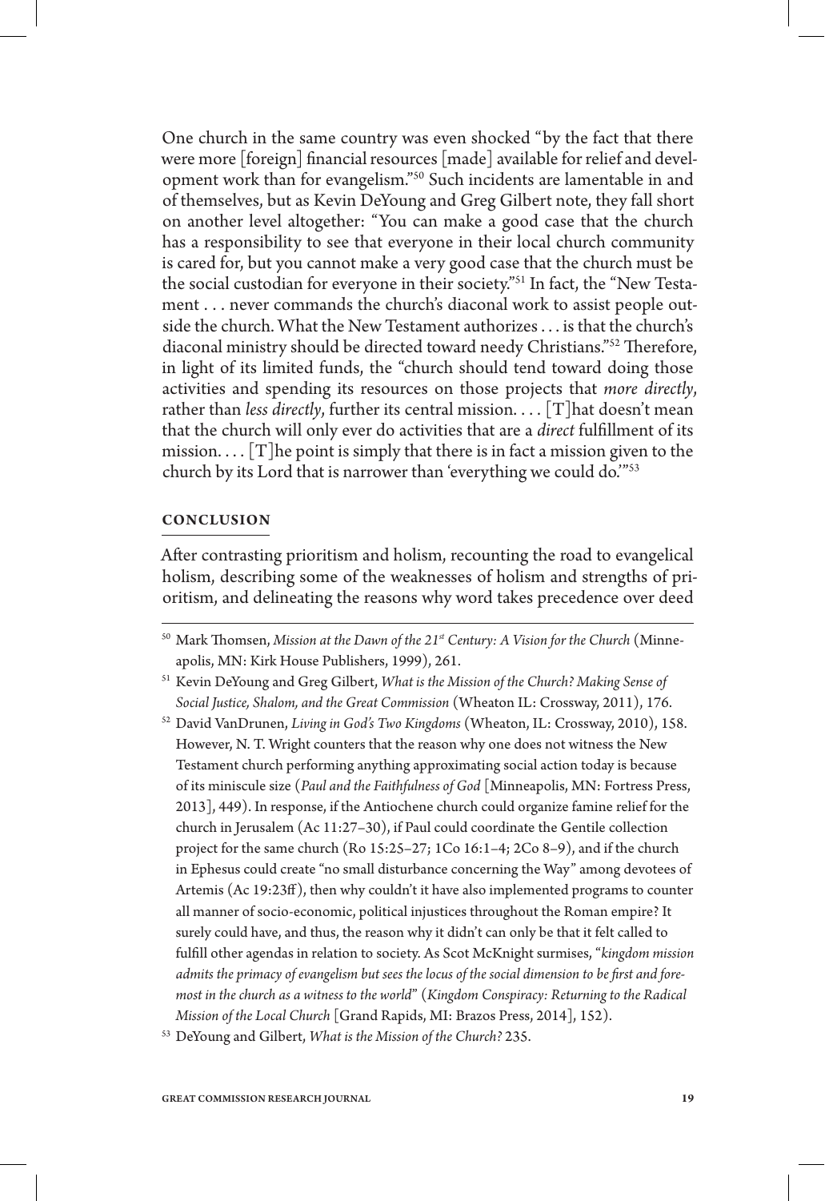One church in the same country was even shocked "by the fact that there were more [foreign] financial resources [made] available for relief and development work than for evangelism."[50] Such incidents are lamentable in and of themselves, but as Kevin DeYoung and Greg Gilbert note, they fall short on another level altogether: "You can make a good case that the church has a responsibility to see that everyone in their local church community is cared for, but you cannot make a very good case that the church must be the social custodian for everyone in their society."[51] In fact, the "New Testament . . . never commands the church's diaconal work to assist people outside the church. What the New Testament authorizes . . . is that the church's diaconal ministry should be directed toward needy Christians."[52] Therefore, in light of its limited funds, the "church should tend toward doing those activities and spending its resources on those projects that *more directly*, rather than *less directly*, further its central mission. . . . [T]hat doesn't mean that the church will only ever do activities that are a *direct* fulfillment of its mission. . . . [T]he point is simply that there is in fact a mission given to the church by its Lord that is narrower than 'everything we could do.'"[53]

## CONCLUSION

After contrasting prioritism and holism, recounting the road to evangelical holism, describing some of the weaknesses of holism and strengths of prioritism, and delineating the reasons why word takes precedence over deed

---

[50] Mark Thomsen, *Mission at the Dawn of the 21st Century: A Vision for the Church* (Minneapolis, MN: Kirk House Publishers, 1999), 261.

[51] Kevin DeYoung and Greg Gilbert, *What is the Mission of the Church? Making Sense of Social Justice, Shalom, and the Great Commission* (Wheaton IL: Crossway, 2011), 176.

[52] David VanDrunen, *Living in God's Two Kingdoms* (Wheaton, IL: Crossway, 2010), 158. However, N. T. Wright counters that the reason why one does not witness the New Testament church performing anything approximating social action today is because of its miniscule size (*Paul and the Faithfulness of God* [Minneapolis, MN: Fortress Press, 2013], 449). In response, if the Antiochene church could organize famine relief for the church in Jerusalem (Ac 11:27–30), if Paul could coordinate the Gentile collection project for the same church (Ro 15:25–27; 1Co 16:1–4; 2Co 8–9), and if the church in Ephesus could create "no small disturbance concerning the Way" among devotees of Artemis (Ac 19:23ff), then why couldn't it have also implemented programs to counter all manner of socio-economic, political injustices throughout the Roman empire? It surely could have, and thus, the reason why it didn't can only be that it felt called to fulfill other agendas in relation to society. As Scot McKnight surmises, "*kingdom mission admits the primacy of evangelism but sees the locus of the social dimension to be first and foremost in the church as a witness to the world*" (*Kingdom Conspiracy: Returning to the Radical Mission of the Local Church* [Grand Rapids, MI: Brazos Press, 2014], 152).

[53] DeYoung and Gilbert, *What is the Mission of the Church?* 235.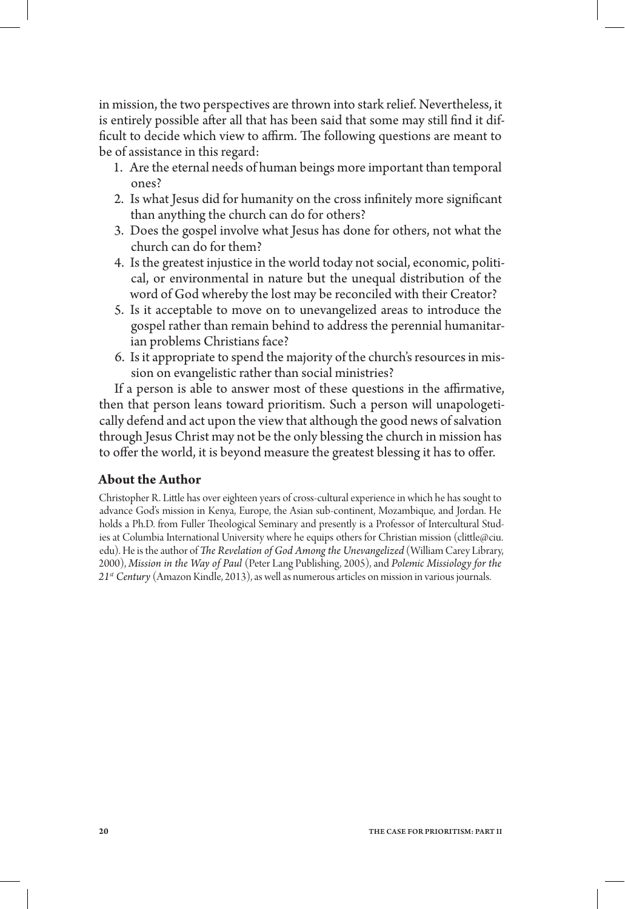in mission, the two perspectives are thrown into stark relief. Nevertheless, it is entirely possible after all that has been said that some may still find it difficult to decide which view to affirm. The following questions are meant to be of assistance in this regard:

1. Are the eternal needs of human beings more important than temporal ones?
2. Is what Jesus did for humanity on the cross infinitely more significant than anything the church can do for others?
3. Does the gospel involve what Jesus has done for others, not what the church can do for them?
4. Is the greatest injustice in the world today not social, economic, political, or environmental in nature but the unequal distribution of the word of God whereby the lost may be reconciled with their Creator?
5. Is it acceptable to move on to unevangelized areas to introduce the gospel rather than remain behind to address the perennial humanitarian problems Christians face?
6. Is it appropriate to spend the majority of the church's resources in mission on evangelistic rather than social ministries?

If a person is able to answer most of these questions in the affirmative, then that person leans toward prioritism. Such a person will unapologetically defend and act upon the view that although the good news of salvation through Jesus Christ may not be the only blessing the church in mission has to offer the world, it is beyond measure the greatest blessing it has to offer.

### About the Author

Christopher R. Little has over eighteen years of cross-cultural experience in which he has sought to advance God's mission in Kenya, Europe, the Asian sub-continent, Mozambique, and Jordan. He holds a Ph.D. from Fuller Theological Seminary and presently is a Professor of Intercultural Studies at Columbia International University where he equips others for Christian mission (clittle@ciu.edu). He is the author of *The Revelation of God Among the Unevangelized* (William Carey Library, 2000), *Mission in the Way of Paul* (Peter Lang Publishing, 2005), and *Polemic Missiology for the 21st Century* (Amazon Kindle, 2013), as well as numerous articles on mission in various journals.